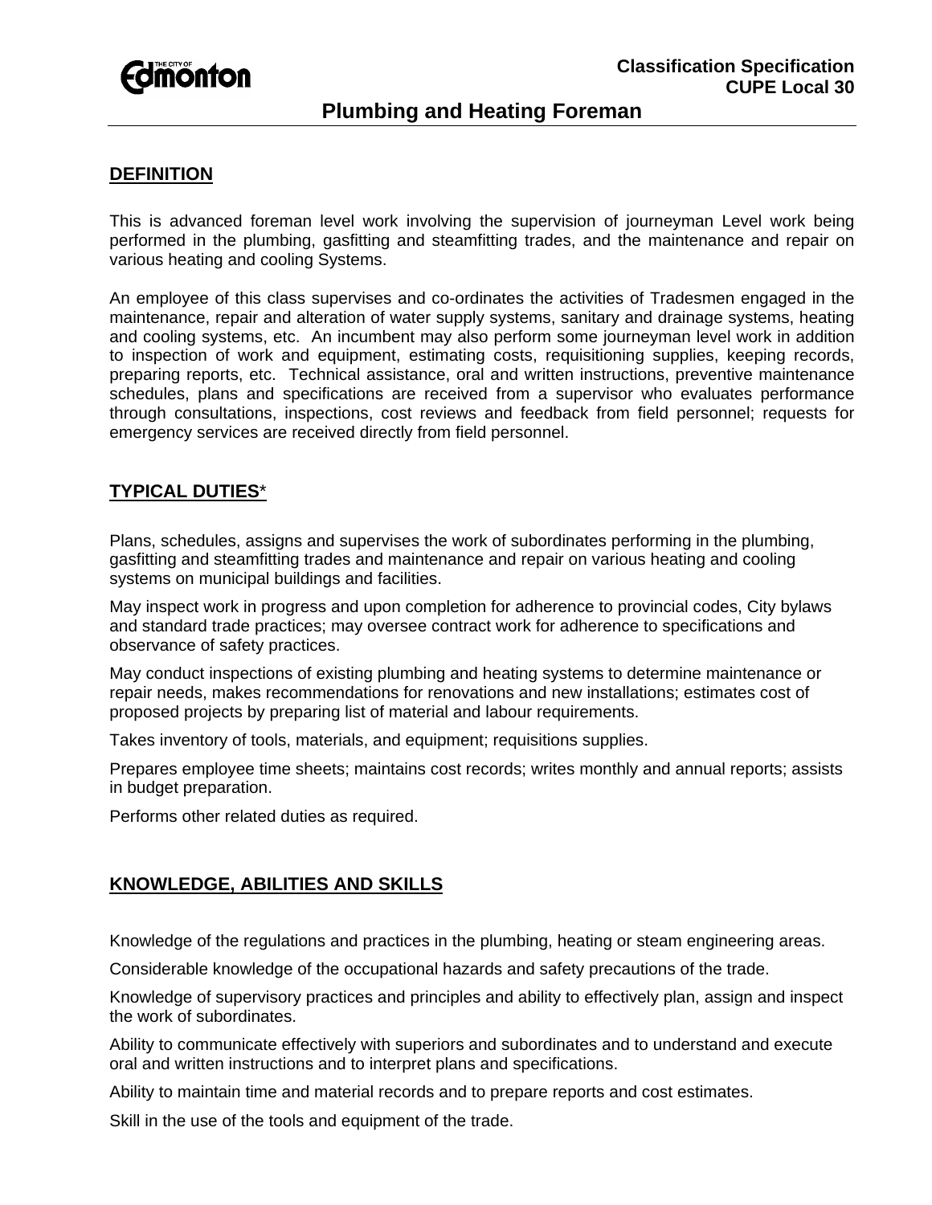The City of Edmonton

**Classification Specification**
**CUPE Local 30**

# Plumbing and Heating Foreman

## DEFINITION

This is advanced foreman level work involving the supervision of journeyman Level work being performed in the plumbing, gasfitting and steamfitting trades, and the maintenance and repair on various heating and cooling Systems.

An employee of this class supervises and co-ordinates the activities of Tradesmen engaged in the maintenance, repair and alteration of water supply systems, sanitary and drainage systems, heating and cooling systems, etc. An incumbent may also perform some journeyman level work in addition to inspection of work and equipment, estimating costs, requisitioning supplies, keeping records, preparing reports, etc. Technical assistance, oral and written instructions, preventive maintenance schedules, plans and specifications are received from a supervisor who evaluates performance through consultations, inspections, cost reviews and feedback from field personnel; requests for emergency services are received directly from field personnel.

## TYPICAL DUTIES*

Plans, schedules, assigns and supervises the work of subordinates performing in the plumbing, gasfitting and steamfitting trades and maintenance and repair on various heating and cooling systems on municipal buildings and facilities.

May inspect work in progress and upon completion for adherence to provincial codes, City bylaws and standard trade practices; may oversee contract work for adherence to specifications and observance of safety practices.

May conduct inspections of existing plumbing and heating systems to determine maintenance or repair needs, makes recommendations for renovations and new installations; estimates cost of proposed projects by preparing list of material and labour requirements.

Takes inventory of tools, materials, and equipment; requisitions supplies.

Prepares employee time sheets; maintains cost records; writes monthly and annual reports; assists in budget preparation.

Performs other related duties as required.

## KNOWLEDGE, ABILITIES AND SKILLS

Knowledge of the regulations and practices in the plumbing, heating or steam engineering areas.

Considerable knowledge of the occupational hazards and safety precautions of the trade.

Knowledge of supervisory practices and principles and ability to effectively plan, assign and inspect the work of subordinates.

Ability to communicate effectively with superiors and subordinates and to understand and execute oral and written instructions and to interpret plans and specifications.

Ability to maintain time and material records and to prepare reports and cost estimates.

Skill in the use of the tools and equipment of the trade.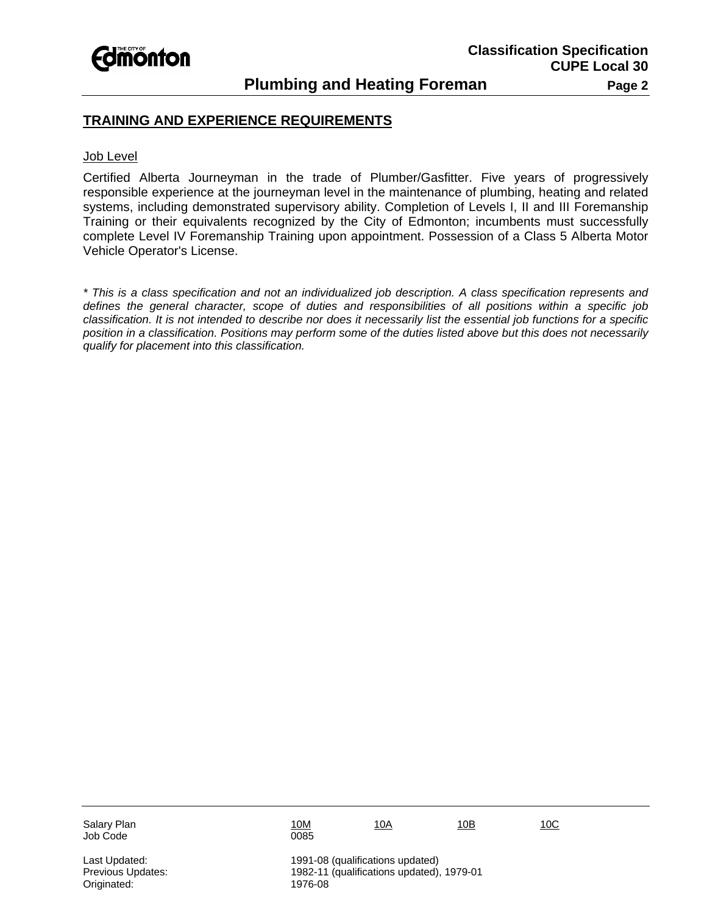## TRAINING AND EXPERIENCE REQUIREMENTS

Job Level

Certified Alberta Journeyman in the trade of Plumber/Gasfitter. Five years of progressively responsible experience at the journeyman level in the maintenance of plumbing, heating and related systems, including demonstrated supervisory ability. Completion of Levels I, II and III Foremanship Training or their equivalents recognized by the City of Edmonton; incumbents must successfully complete Level IV Foremanship Training upon appointment. Possession of a Class 5 Alberta Motor Vehicle Operator's License.

*\* This is a class specification and not an individualized job description. A class specification represents and defines the general character, scope of duties and responsibilities of all positions within a specific job classification. It is not intended to describe nor does it necessarily list the essential job functions for a specific position in a classification. Positions may perform some of the duties listed above but this does not necessarily qualify for placement into this classification.*

| | | | | |
|---|---|---|---|---|
| Salary Plan | 10M | 10A | 10B | 10C |
| Job Code | 0085 | | | |

| | |
|---|---|
| Last Updated: | 1991-08 (qualifications updated) |
| Previous Updates: | 1982-11 (qualifications updated), 1979-01 |
| Originated: | 1976-08 |